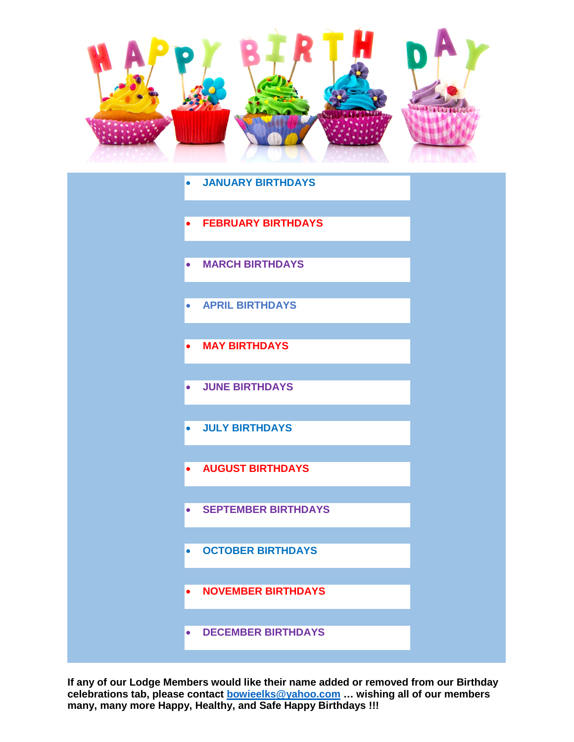# HAPPY BIRTHDAY

- **JANUARY BIRTHDAYS**
- **FEBRUARY BIRTHDAYS**
- **MARCH BIRTHDAYS**
- **APRIL BIRTHDAYS**
- **MAY BIRTHDAYS**
- **JUNE BIRTHDAYS**
- **JULY BIRTHDAYS**
- **AUGUST BIRTHDAYS**
- **SEPTEMBER BIRTHDAYS**
- **OCTOBER BIRTHDAYS**
- **NOVEMBER BIRTHDAYS**
- **DECEMBER BIRTHDAYS**

**If any of our Lodge Members would like their name added or removed from our Birthday celebrations tab, please contact bowieelks@yahoo.com … wishing all of our members many, many more Happy, Healthy, and Safe Happy Birthdays !!!**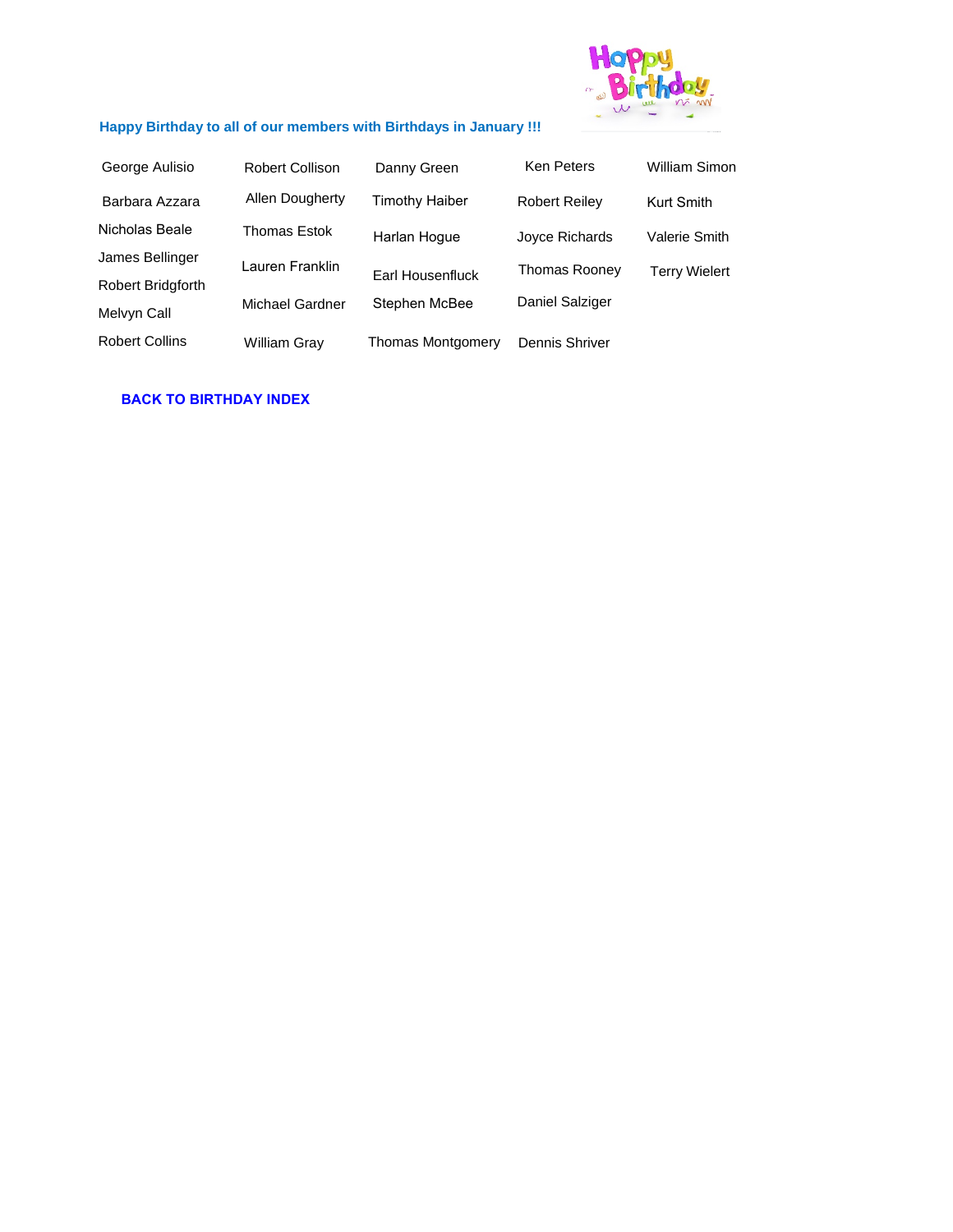**Happy Birthday to all of our members with Birthdays in January !!!**

| | | | | |
|---|---|---|---|---|
| George Aulisio | Robert Collison | Danny Green | Ken Peters | William Simon |
| Barbara Azzara | Allen Dougherty | Timothy Haiber | Robert Reiley | Kurt Smith |
| Nicholas Beale | Thomas Estok | Harlan Hogue | Joyce Richards | Valerie Smith |
| James Bellinger | Lauren Franklin | Earl Housenfluck | Thomas Rooney | Terry Wielert |
| Robert Bridgforth | Michael Gardner | Stephen McBee | Daniel Salziger | |
| Melvyn Call | | | | |
| Robert Collins | William Gray | Thomas Montgomery | Dennis Shriver | |

**BACK TO BIRTHDAY INDEX**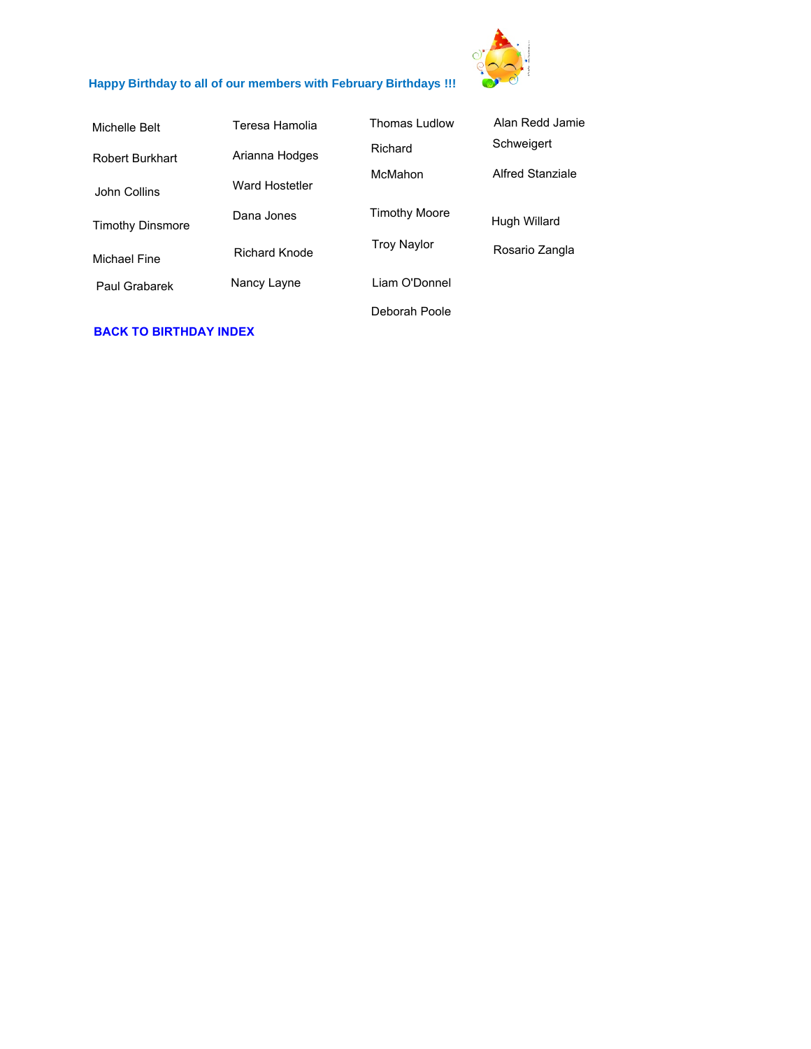**Happy Birthday to all of our members with February Birthdays !!!**

Michelle Belt

Robert Burkhart

John Collins

Timothy Dinsmore

Michael Fine

Paul Grabarek

Teresa Hamolia

Arianna Hodges

Ward Hostetler

Dana Jones

Richard Knode

Nancy Layne

Thomas Ludlow

Richard McMahon

Timothy Moore

Troy Naylor

Liam O'Donnel

Deborah Poole

Alan Redd

Jamie Schweigert

Alfred Stanziale

Hugh Willard

Rosario Zangla

**BACK TO BIRTHDAY INDEX**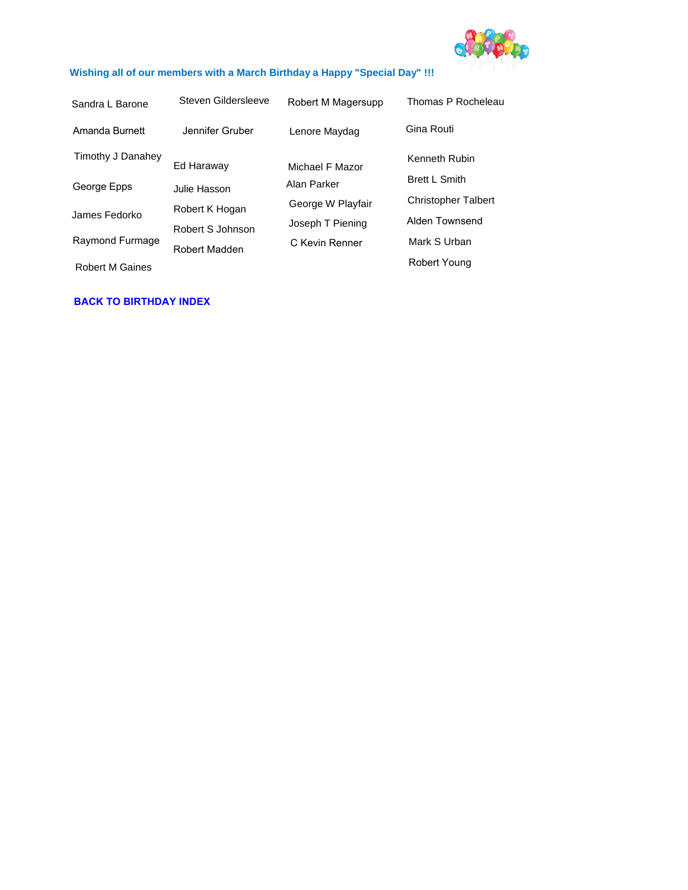**Wishing all of our members with a March Birthday a Happy "Special Day" !!!**

Sandra L Barone
Amanda Burnett
Timothy J Danahey
George Epps
James Fedorko
Raymond Furmage
Robert M Gaines

Steven Gildersleeve
Jennifer Gruber
Ed Haraway
Julie Hasson
Robert K Hogan
Robert S Johnson
Robert Madden

Robert M Magersupp
Lenore Maydag
Michael F Mazor
Alan Parker
George W Playfair
Joseph T Piening
C Kevin Renner

Thomas P Rocheleau
Gina Routi
Kenneth Rubin
Brett L Smith
Christopher Talbert
Alden Townsend
Mark S Urban
Robert Young

**BACK TO BIRTHDAY INDEX**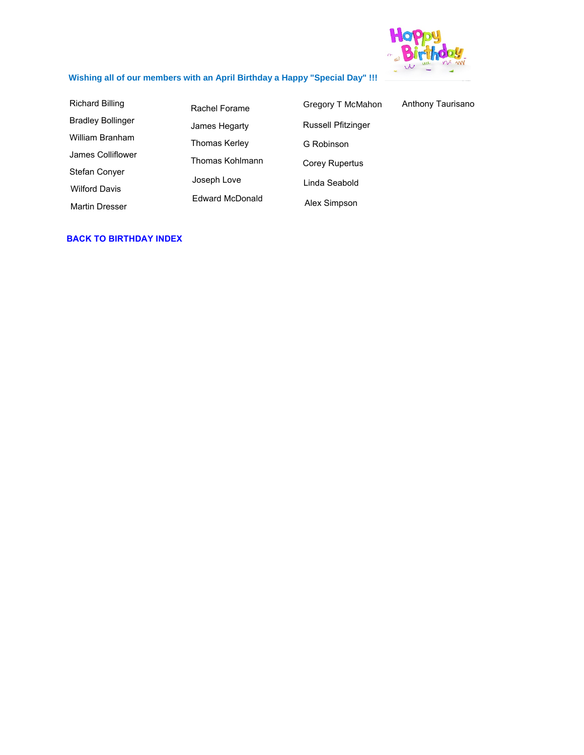**Wishing all of our members with an April Birthday a Happy "Special Day" !!!**

Richard Billing
Bradley Bollinger
William Branham
James Colliflower
Stefan Conyer
Wilford Davis
Martin Dresser

Rachel Forame
James Hegarty
Thomas Kerley
Thomas Kohlmann
Joseph Love
Edward McDonald

Gregory T McMahon
Russell Pfitzinger
G Robinson
Corey Rupertus
Linda Seabold
Alex Simpson

Anthony Taurisano

**BACK TO BIRTHDAY INDEX**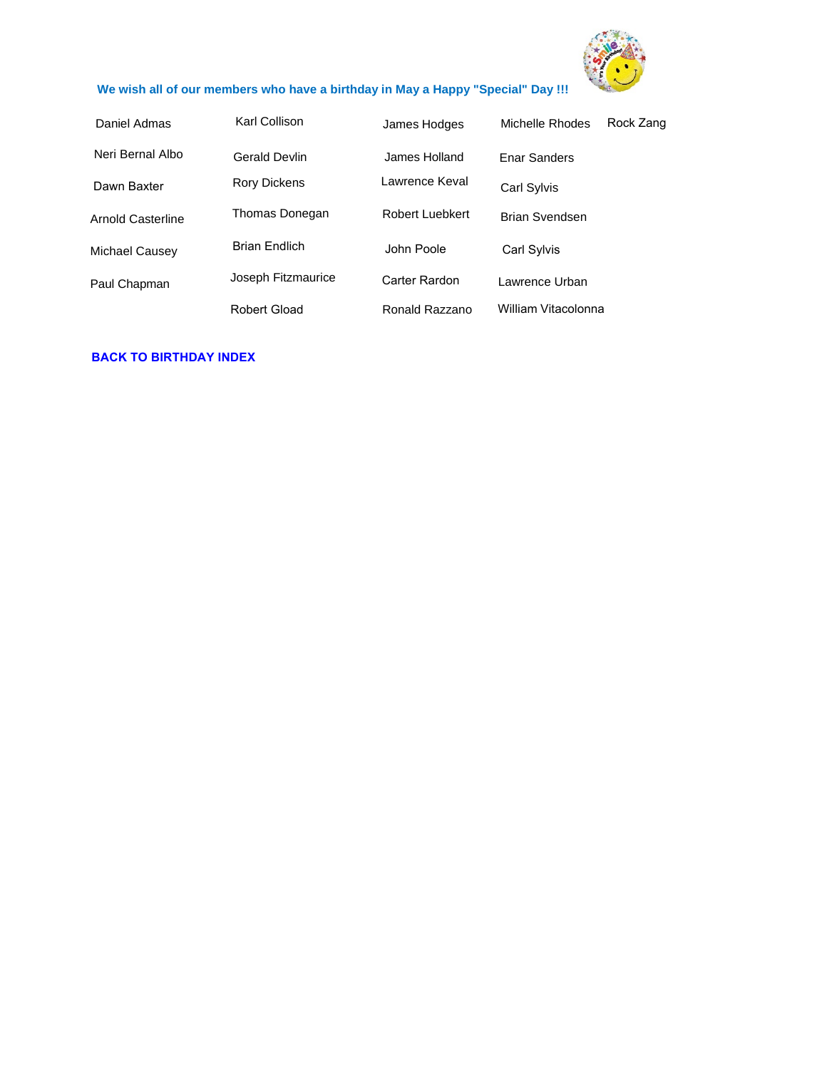**We wish all of our members who have a birthday in May a Happy "Special" Day !!!**

| | | | | |
|---|---|---|---|---|
| Daniel Admas | Karl Collison | James Hodges | Michelle Rhodes | Rock Zang |
| Neri Bernal Albo | Gerald Devlin | James Holland | Enar Sanders | |
| Dawn Baxter | Rory Dickens | Lawrence Keval | Carl Sylvis | |
| Arnold Casterline | Thomas Donegan | Robert Luebkert | Brian Svendsen | |
| Michael Causey | Brian Endlich | John Poole | Carl Sylvis | |
| Paul Chapman | Joseph Fitzmaurice | Carter Rardon | Lawrence Urban | |
| | Robert Gload | Ronald Razzano | William Vitacolonna | |

**BACK TO BIRTHDAY INDEX**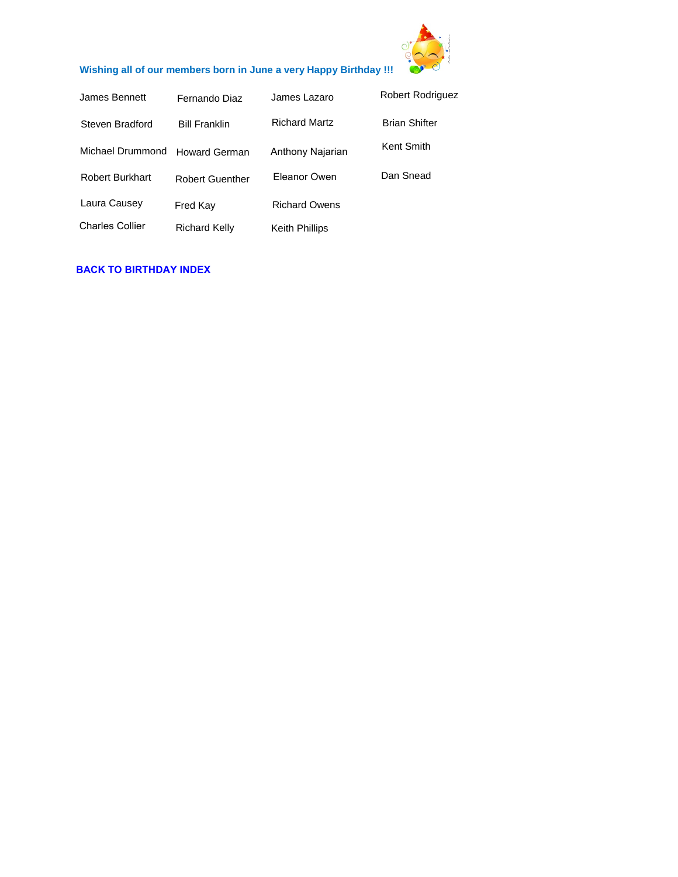**Wishing all of our members born in June a very Happy Birthday !!!**

| | | | |
|---|---|---|---|
| James Bennett | Fernando Diaz | James Lazaro | Robert Rodriguez |
| Steven Bradford | Bill Franklin | Richard Martz | Brian Shifter |
| Michael Drummond | Howard German | Anthony Najarian | Kent Smith |
| Robert Burkhart | Robert Guenther | Eleanor Owen | Dan Snead |
| Laura Causey | Fred Kay | Richard Owens | |
| Charles Collier | Richard Kelly | Keith Phillips | |

**BACK TO BIRTHDAY INDEX**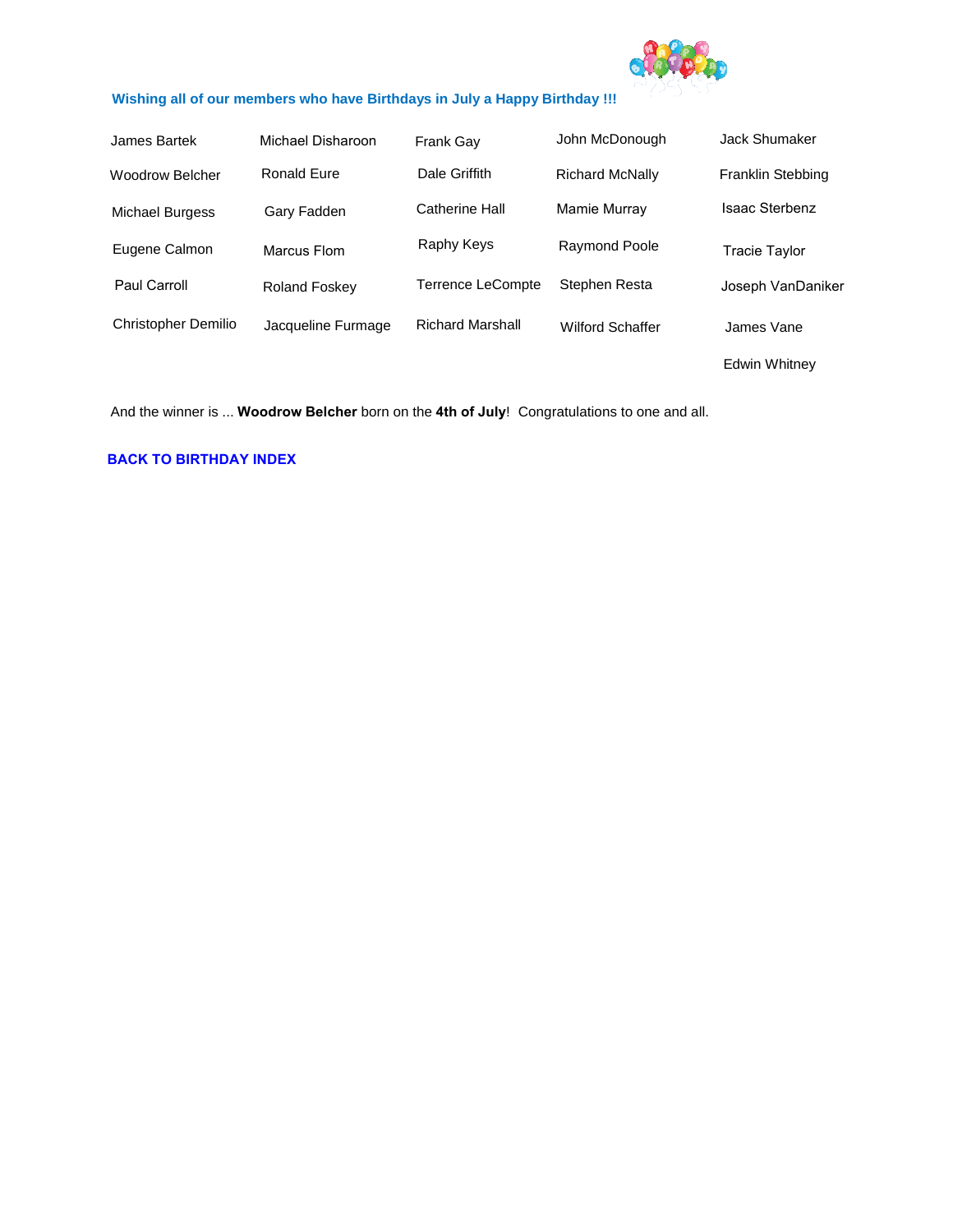**Wishing all of our members who have Birthdays in July a Happy Birthday !!!**

| | | | | |
|---|---|---|---|---|
| James Bartek | Michael Disharoon | Frank Gay | John McDonough | Jack Shumaker |
| Woodrow Belcher | Ronald Eure | Dale Griffith | Richard McNally | Franklin Stebbing |
| Michael Burgess | Gary Fadden | Catherine Hall | Mamie Murray | Isaac Sterbenz |
| Eugene Calmon | Marcus Flom | Raphy Keys | Raymond Poole | Tracie Taylor |
| Paul Carroll | Roland Foskey | Terrence LeCompte | Stephen Resta | Joseph VanDaniker |
| Christopher Demilio | Jacqueline Furmage | Richard Marshall | Wilford Schaffer | James Vane |
| | | | | Edwin Whitney |

And the winner is ... **Woodrow Belcher** born on the **4th of July**! Congratulations to one and all.

**BACK TO BIRTHDAY INDEX**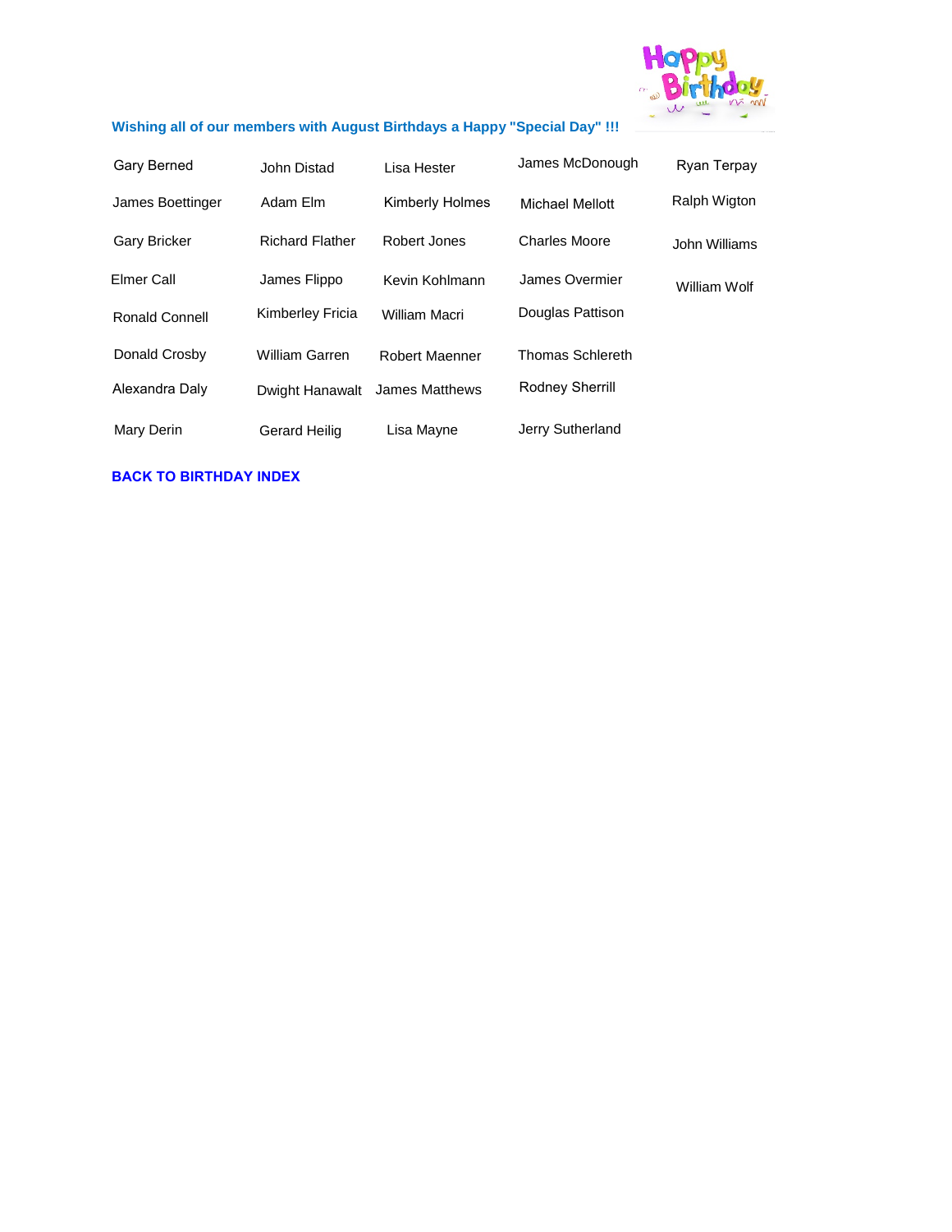**Wishing all of our members with August Birthdays a Happy "Special Day" !!!**

| | | | | |
|---|---|---|---|---|
| Gary Berned | John Distad | Lisa Hester | James McDonough | Ryan Terpay |
| James Boettinger | Adam Elm | Kimberly Holmes | Michael Mellott | Ralph Wigton |
| Gary Bricker | Richard Flather | Robert Jones | Charles Moore | John Williams |
| Elmer Call | James Flippo | Kevin Kohlmann | James Overmier | William Wolf |
| Ronald Connell | Kimberley Fricia | William Macri | Douglas Pattison | |
| Donald Crosby | William Garren | Robert Maenner | Thomas Schlereth | |
| Alexandra Daly | Dwight Hanawalt | James Matthews | Rodney Sherrill | |
| Mary Derin | Gerard Heilig | Lisa Mayne | Jerry Sutherland | |

**BACK TO BIRTHDAY INDEX**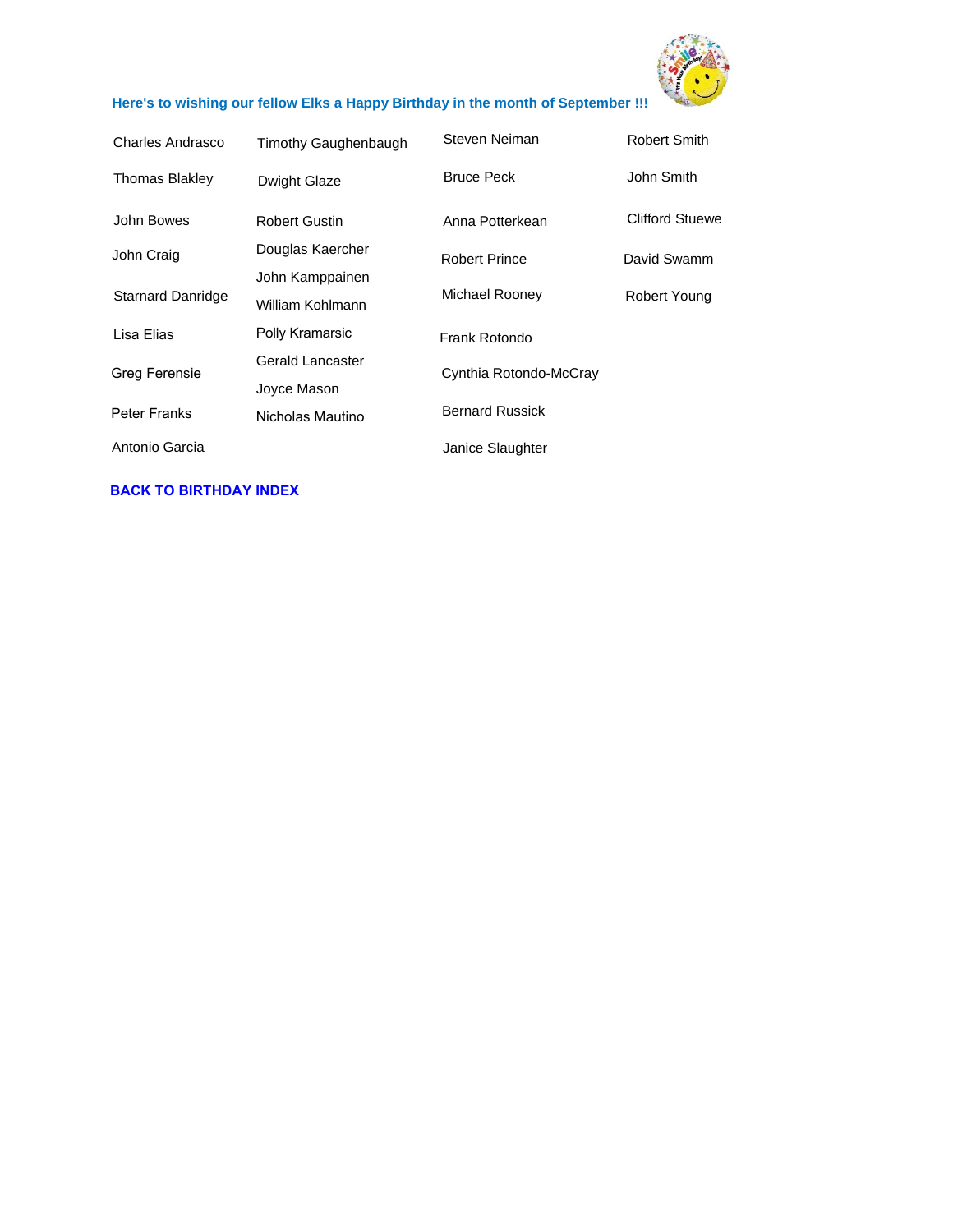**Here's to wishing our fellow Elks a Happy Birthday in the month of September !!!**

Charles Andrasco
Thomas Blakley
John Bowes
John Craig
Starnard Danridge
Lisa Elias
Greg Ferensie
Peter Franks
Antonio Garcia

Timothy Gaughenbaugh
Dwight Glaze
Robert Gustin
Douglas Kaercher
John Kamppainen
William Kohlmann
Polly Kramarsic
Gerald Lancaster
Joyce Mason
Nicholas Mautino

Steven Neiman
Bruce Peck
Anna Potterkean
Robert Prince
Michael Rooney
Frank Rotondo
Cynthia Rotondo-McCray
Bernard Russick
Janice Slaughter

Robert Smith
John Smith
Clifford Stuewe
David Swamm
Robert Young

**BACK TO BIRTHDAY INDEX**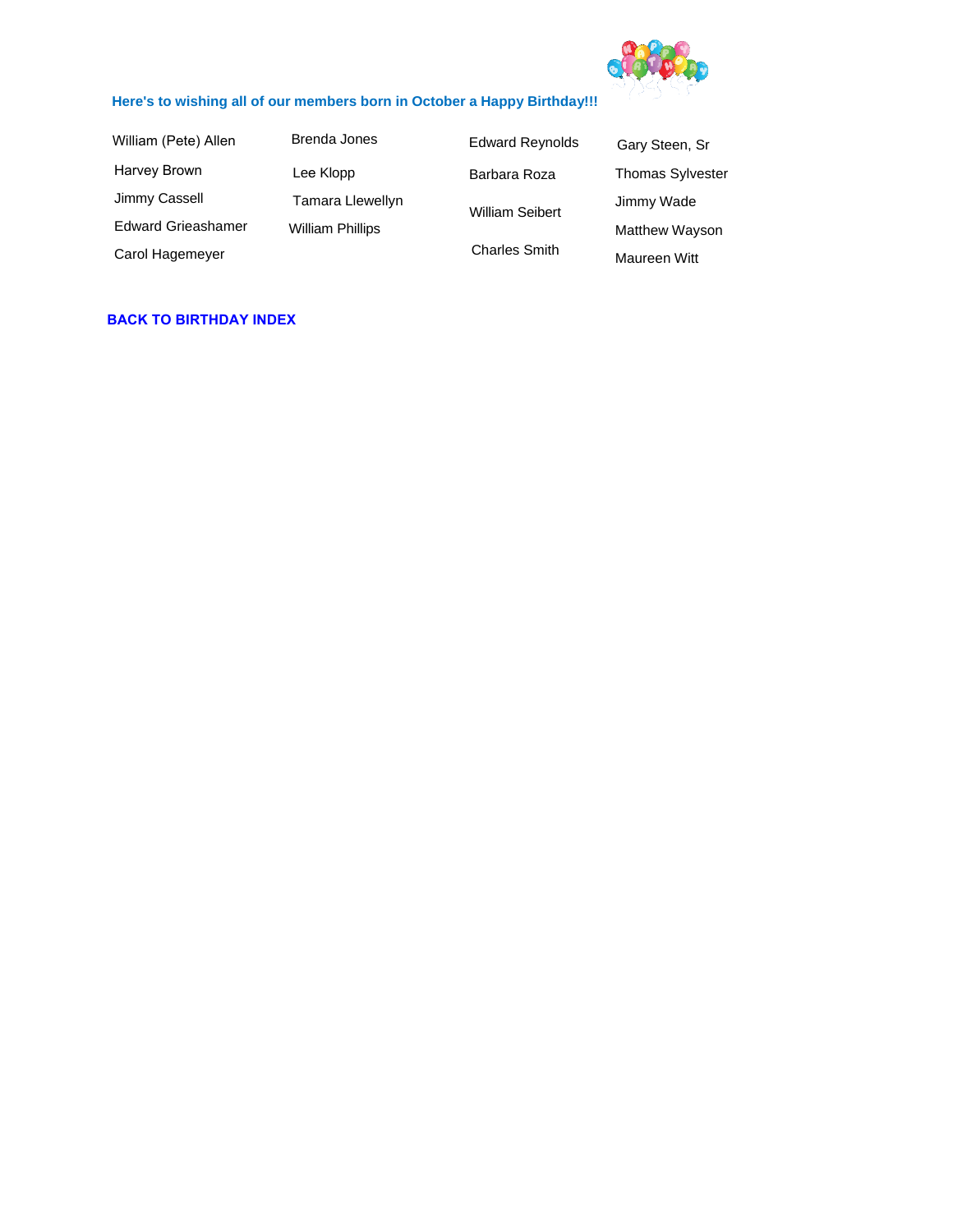**Here's to wishing all of our members born in October a Happy Birthday!!!**

William (Pete) Allen
Harvey Brown
Jimmy Cassell
Edward Grieashamer
Carol Hagemeyer

Brenda Jones
Lee Klopp
Tamara Llewellyn
William Phillips

Edward Reynolds
Barbara Roza
William Seibert
Charles Smith

Gary Steen, Sr
Thomas Sylvester
Jimmy Wade
Matthew Wayson
Maureen Witt

**BACK TO BIRTHDAY INDEX**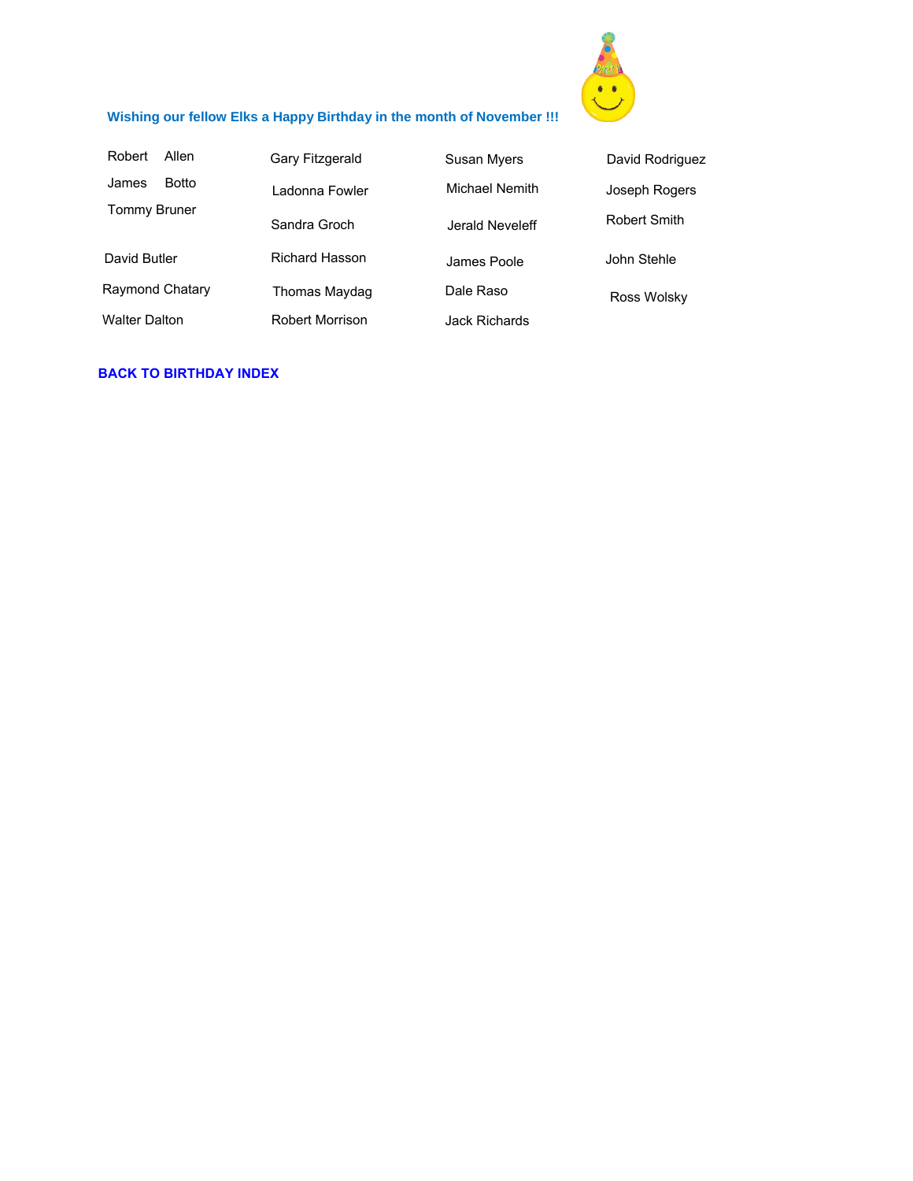**Wishing our fellow Elks a Happy Birthday in the month of November !!!**

| | | | |
|---|---|---|---|
| Robert Allen | Gary Fitzgerald | Susan Myers | David Rodriguez |
| James Botto | Ladonna Fowler | Michael Nemith | Joseph Rogers |
| Tommy Bruner | Sandra Groch | Jerald Neveleff | Robert Smith |
| David Butler | Richard Hasson | James Poole | John Stehle |
| Raymond Chatary | Thomas Maydag | Dale Raso | Ross Wolsky |
| Walter Dalton | Robert Morrison | Jack Richards | |

**BACK TO BIRTHDAY INDEX**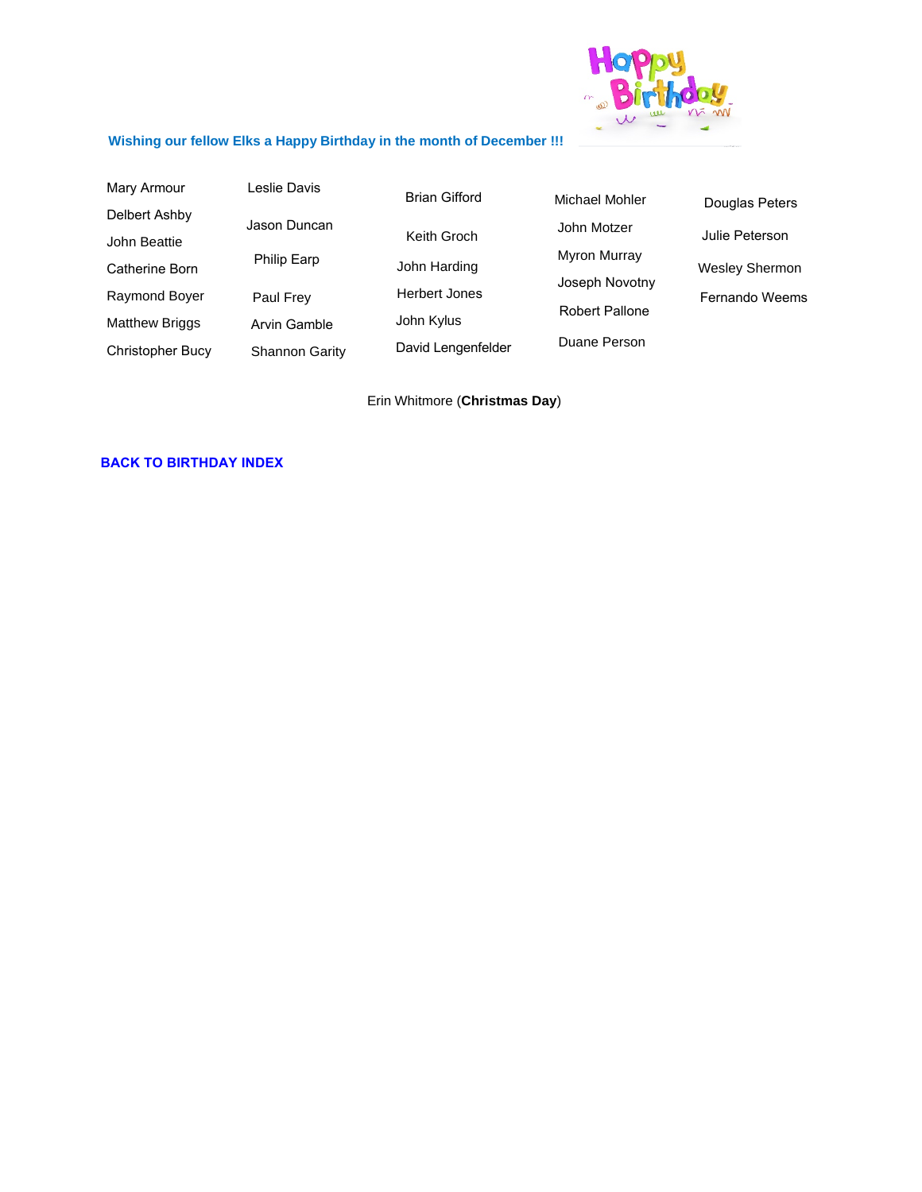**Wishing our fellow Elks a Happy Birthday in the month of December !!!**

Mary Armour
Delbert Ashby
John Beattie
Catherine Born
Raymond Boyer
Matthew Briggs
Christopher Bucy

Leslie Davis
Jason Duncan
Philip Earp
Paul Frey
Arvin Gamble
Shannon Garity

Brian Gifford
Keith Groch
John Harding
Herbert Jones
John Kylus
David Lengenfelder

Michael Mohler
John Motzer
Myron Murray
Joseph Novotny
Robert Pallone
Duane Person

Douglas Peters
Julie Peterson
Wesley Shermon
Fernando Weems

Erin Whitmore (**Christmas Day**)

**BACK TO BIRTHDAY INDEX**